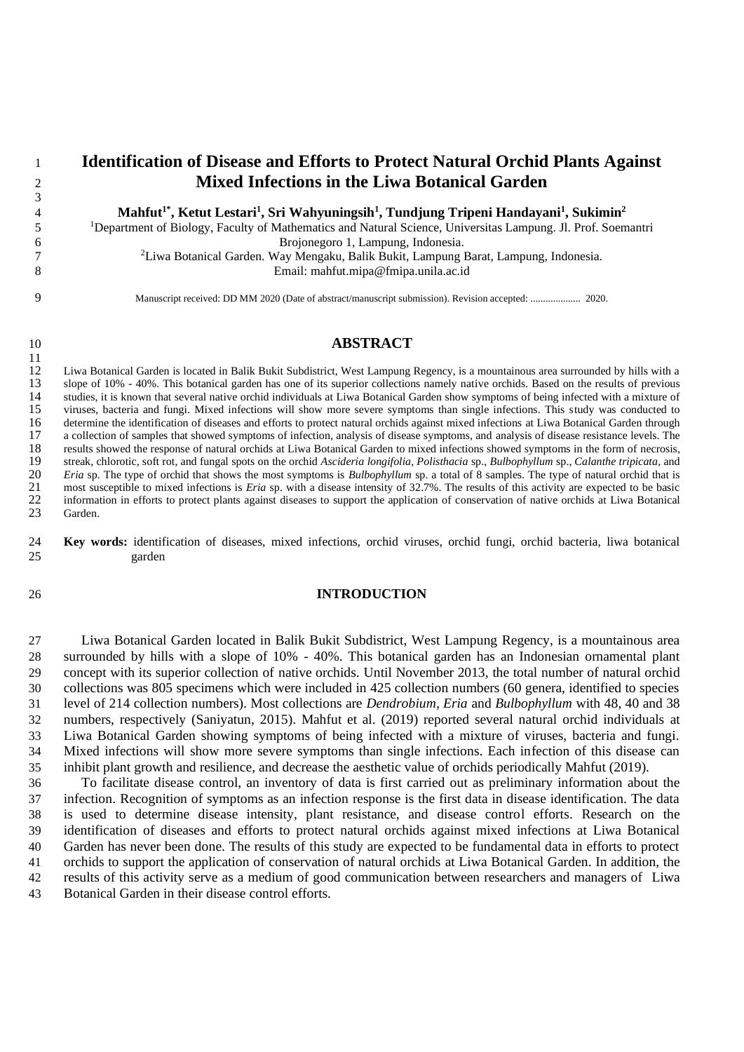# Identification of Disease and Efforts to Protect Natural Orchid Plants Against Mixed Infections in the Liwa Botanical Garden

**Mahfut[1*], Ketut Lestari[1], Sri Wahyuningsih[1], Tundjung Tripeni Handayani[1], Sukimin[2]**

[1]Department of Biology, Faculty of Mathematics and Natural Science, Universitas Lampung. Jl. Prof. Soemantri Brojonegoro 1, Lampung, Indonesia.

[2]Liwa Botanical Garden. Way Mengaku, Balik Bukit, Lampung Barat, Lampung, Indonesia.

Email: mahfut.mipa@fmipa.unila.ac.id

Manuscript received: DD MM 2020 (Date of abstract/manuscript submission). Revision accepted: .................... 2020.

## ABSTRACT

Liwa Botanical Garden is located in Balik Bukit Subdistrict, West Lampung Regency, is a mountainous area surrounded by hills with a slope of 10% - 40%. This botanical garden has one of its superior collections namely native orchids. Based on the results of previous studies, it is known that several native orchid individuals at Liwa Botanical Garden show symptoms of being infected with a mixture of viruses, bacteria and fungi. Mixed infections will show more severe symptoms than single infections. This study was conducted to determine the identification of diseases and efforts to protect natural orchids against mixed infections at Liwa Botanical Garden through a collection of samples that showed symptoms of infection, analysis of disease symptoms, and analysis of disease resistance levels. The results showed the response of natural orchids at Liwa Botanical Garden to mixed infections showed symptoms in the form of necrosis, streak, chlorotic, soft rot, and fungal spots on the orchid *Ascideria longifolia*, *Polisthacia* sp., *Bulbophyllum* sp., *Calanthe tripicata*, and *Eria* sp. The type of orchid that shows the most symptoms is *Bulbophyllum* sp. a total of 8 samples. The type of natural orchid that is most susceptible to mixed infections is *Eria* sp. with a disease intensity of 32.7%. The results of this activity are expected to be basic information in efforts to protect plants against diseases to support the application of conservation of native orchids at Liwa Botanical Garden.

**Key words:** identification of diseases, mixed infections, orchid viruses, orchid fungi, orchid bacteria, liwa botanical garden

## INTRODUCTION

Liwa Botanical Garden located in Balik Bukit Subdistrict, West Lampung Regency, is a mountainous area surrounded by hills with a slope of 10% - 40%. This botanical garden has an Indonesian ornamental plant concept with its superior collection of native orchids. Until November 2013, the total number of natural orchid collections was 805 specimens which were included in 425 collection numbers (60 genera, identified to species level of 214 collection numbers). Most collections are *Dendrobium, Eria* and *Bulbophyllum* with 48, 40 and 38 numbers, respectively (Saniyatun, 2015). Mahfut et al. (2019) reported several natural orchid individuals at Liwa Botanical Garden showing symptoms of being infected with a mixture of viruses, bacteria and fungi. Mixed infections will show more severe symptoms than single infections. Each infection of this disease can inhibit plant growth and resilience, and decrease the aesthetic value of orchids periodically Mahfut (2019).

To facilitate disease control, an inventory of data is first carried out as preliminary information about the infection. Recognition of symptoms as an infection response is the first data in disease identification. The data is used to determine disease intensity, plant resistance, and disease control efforts. Research on the identification of diseases and efforts to protect natural orchids against mixed infections at Liwa Botanical Garden has never been done. The results of this study are expected to be fundamental data in efforts to protect orchids to support the application of conservation of natural orchids at Liwa Botanical Garden. In addition, the results of this activity serve as a medium of good communication between researchers and managers of Liwa Botanical Garden in their disease control efforts.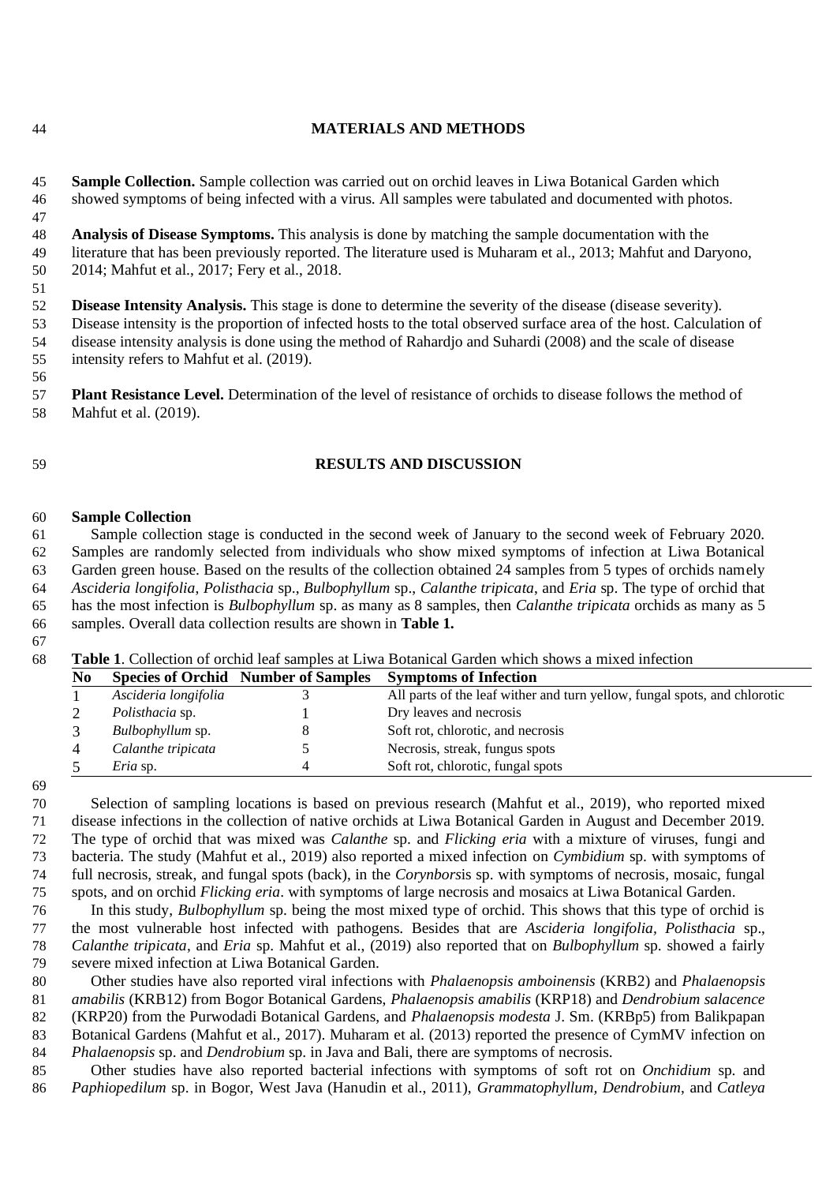## MATERIALS AND METHODS

**Sample Collection.** Sample collection was carried out on orchid leaves in Liwa Botanical Garden which showed symptoms of being infected with a virus. All samples were tabulated and documented with photos.

**Analysis of Disease Symptoms.** This analysis is done by matching the sample documentation with the literature that has been previously reported. The literature used is Muharam et al., 2013; Mahfut and Daryono, 2014; Mahfut et al., 2017; Fery et al., 2018.

**Disease Intensity Analysis.** This stage is done to determine the severity of the disease (disease severity). Disease intensity is the proportion of infected hosts to the total observed surface area of the host. Calculation of disease intensity analysis is done using the method of Rahardjo and Suhardi (2008) and the scale of disease intensity refers to Mahfut et al. (2019).

**Plant Resistance Level.** Determination of the level of resistance of orchids to disease follows the method of Mahfut et al. (2019).

## RESULTS AND DISCUSSION

### Sample Collection

Sample collection stage is conducted in the second week of January to the second week of February 2020. Samples are randomly selected from individuals who show mixed symptoms of infection at Liwa Botanical Garden green house. Based on the results of the collection obtained 24 samples from 5 types of orchids namely *Ascideria longifolia*, *Polisthacia* sp., *Bulbophyllum* sp., *Calanthe tripicata*, and *Eria* sp. The type of orchid that has the most infection is *Bulbophyllum* sp. as many as 8 samples, then *Calanthe tripicata* orchids as many as 5 samples. Overall data collection results are shown in **Table 1.**

**Table 1**. Collection of orchid leaf samples at Liwa Botanical Garden which shows a mixed infection

| No | Species of Orchid | Number of Samples | Symptoms of Infection |
|---|---|---|---|
| 1 | *Ascideria longifolia* | 3 | All parts of the leaf wither and turn yellow, fungal spots, and chlorotic |
| 2 | *Polisthacia* sp. | 1 | Dry leaves and necrosis |
| 3 | *Bulbophyllum* sp. | 8 | Soft rot, chlorotic, and necrosis |
| 4 | *Calanthe tripicata* | 5 | Necrosis, streak, fungus spots |
| 5 | *Eria* sp. | 4 | Soft rot, chlorotic, fungal spots |

Selection of sampling locations is based on previous research (Mahfut et al., 2019), who reported mixed disease infections in the collection of native orchids at Liwa Botanical Garden in August and December 2019. The type of orchid that was mixed was *Calanthe* sp. and *Flicking eria* with a mixture of viruses, fungi and bacteria. The study (Mahfut et al., 2019) also reported a mixed infection on *Cymbidium* sp. with symptoms of full necrosis, streak, and fungal spots (back), in the *Corynbors*is sp. with symptoms of necrosis, mosaic, fungal spots, and on orchid *Flicking eria*. with symptoms of large necrosis and mosaics at Liwa Botanical Garden.

In this study, *Bulbophyllum* sp. being the most mixed type of orchid. This shows that this type of orchid is the most vulnerable host infected with pathogens. Besides that are *Ascideria longifolia, Polisthacia* sp., *Calanthe tripicata*, and *Eria* sp. Mahfut et al., (2019) also reported that on *Bulbophyllum* sp. showed a fairly severe mixed infection at Liwa Botanical Garden.

Other studies have also reported viral infections with *Phalaenopsis amboinensis* (KRB2) and *Phalaenopsis amabilis* (KRB12) from Bogor Botanical Gardens, *Phalaenopsis amabilis* (KRP18) and *Dendrobium salacence* (KRP20) from the Purwodadi Botanical Gardens, and *Phalaenopsis modesta* J. Sm. (KRBp5) from Balikpapan Botanical Gardens (Mahfut et al., 2017). Muharam et al. (2013) reported the presence of CymMV infection on *Phalaenopsis* sp. and *Dendrobium* sp. in Java and Bali, there are symptoms of necrosis.

Other studies have also reported bacterial infections with symptoms of soft rot on *Onchidium* sp. and *Paphiopedilum* sp. in Bogor, West Java (Hanudin et al., 2011), *Grammatophyllum, Dendrobium*, and *Catleya*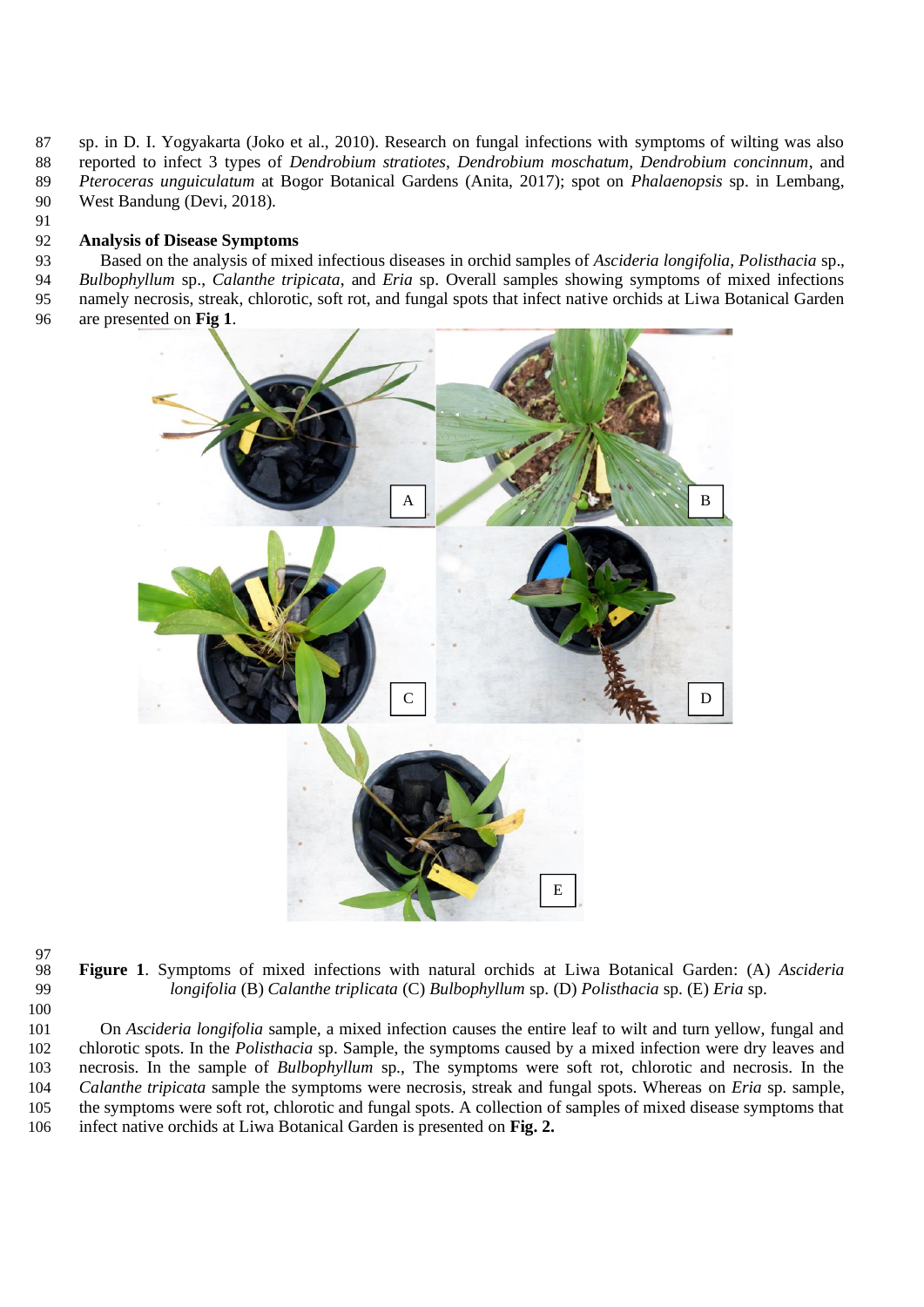sp. in D. I. Yogyakarta (Joko et al., 2010). Research on fungal infections with symptoms of wilting was also reported to infect 3 types of *Dendrobium stratiotes*, *Dendrobium moschatum*, *Dendrobium concinnum*, and *Pteroceras unguiculatum* at Bogor Botanical Gardens (Anita, 2017); spot on *Phalaenopsis* sp. in Lembang, West Bandung (Devi, 2018).

**Analysis of Disease Symptoms**

Based on the analysis of mixed infectious diseases in orchid samples of *Ascideria longifolia*, *Polisthacia* sp., *Bulbophyllum* sp., *Calanthe tripicata*, and *Eria* sp. Overall samples showing symptoms of mixed infections namely necrosis, streak, chlorotic, soft rot, and fungal spots that infect native orchids at Liwa Botanical Garden are presented on **Fig 1**.

**Figure 1**. Symptoms of mixed infections with natural orchids at Liwa Botanical Garden: (A) *Ascideria longifolia* (B) *Calanthe triplicata* (C) *Bulbophyllum* sp. (D) *Polisthacia* sp. (E) *Eria* sp.

On *Ascideria longifolia* sample, a mixed infection causes the entire leaf to wilt and turn yellow, fungal and chlorotic spots. In the *Polisthacia* sp. Sample, the symptoms caused by a mixed infection were dry leaves and necrosis. In the sample of *Bulbophyllum* sp., The symptoms were soft rot, chlorotic and necrosis. In the *Calanthe tripicata* sample the symptoms were necrosis, streak and fungal spots. Whereas on *Eria* sp. sample, the symptoms were soft rot, chlorotic and fungal spots. A collection of samples of mixed disease symptoms that infect native orchids at Liwa Botanical Garden is presented on **Fig. 2.**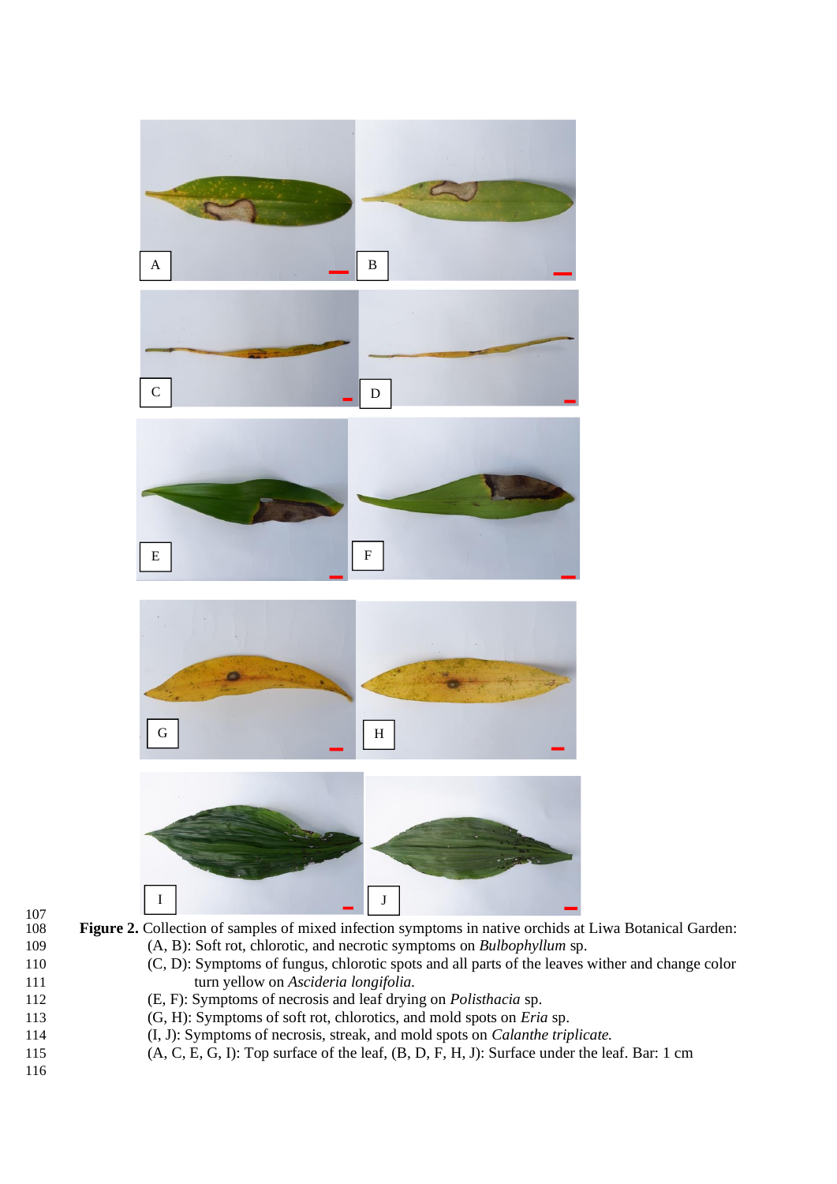**Figure 2.** Collection of samples of mixed infection symptoms in native orchids at Liwa Botanical Garden:
(A, B): Soft rot, chlorotic, and necrotic symptoms on *Bulbophyllum* sp.
(C, D): Symptoms of fungus, chlorotic spots and all parts of the leaves wither and change color turn yellow on *Ascideria longifolia.*
(E, F): Symptoms of necrosis and leaf drying on *Polisthacia* sp.
(G, H): Symptoms of soft rot, chlorotics, and mold spots on *Eria* sp.
(I, J): Symptoms of necrosis, streak, and mold spots on *Calanthe triplicate.*
(A, C, E, G, I): Top surface of the leaf, (B, D, F, H, J): Surface under the leaf. Bar: 1 cm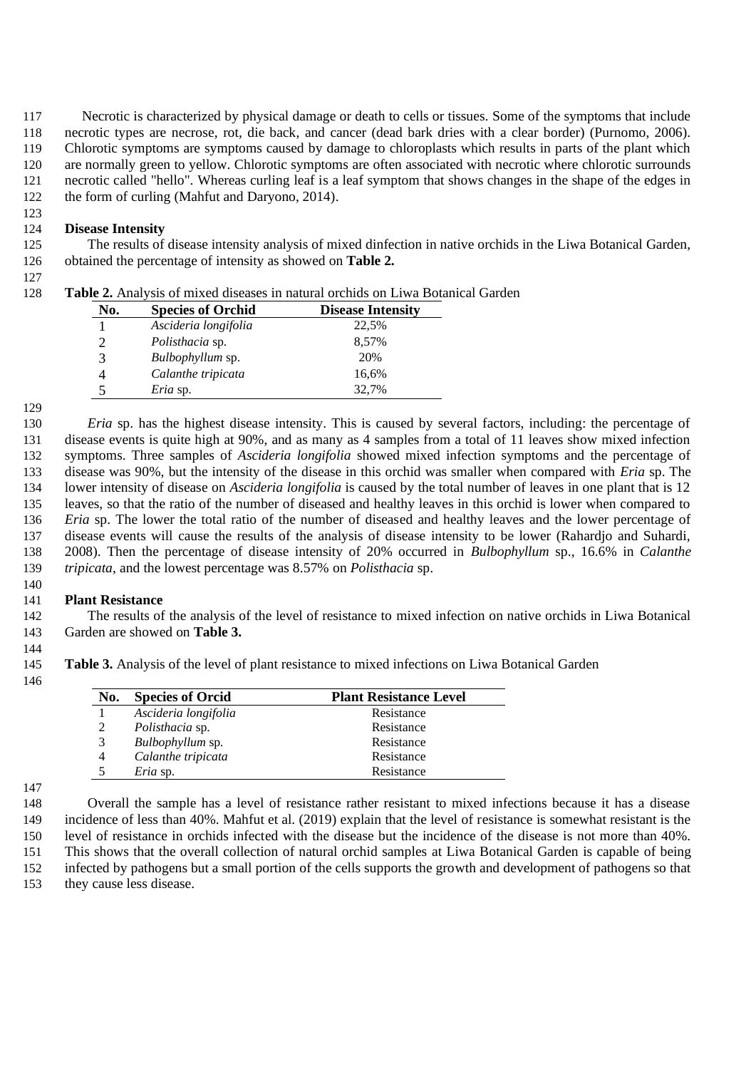Necrotic is characterized by physical damage or death to cells or tissues. Some of the symptoms that include necrotic types are necrose, rot, die back, and cancer (dead bark dries with a clear border) (Purnomo, 2006). Chlorotic symptoms are symptoms caused by damage to chloroplasts which results in parts of the plant which are normally green to yellow. Chlorotic symptoms are often associated with necrotic where chlorotic surrounds necrotic called "hello". Whereas curling leaf is a leaf symptom that shows changes in the shape of the edges in the form of curling (Mahfut and Daryono, 2014).

**Disease Intensity**

The results of disease intensity analysis of mixed dinfection in native orchids in the Liwa Botanical Garden, obtained the percentage of intensity as showed on **Table 2.**

**Table 2.** Analysis of mixed diseases in natural orchids on Liwa Botanical Garden

| No. | Species of Orchid | Disease Intensity |
|---|---|---|
| 1 | *Ascideria longifolia* | 22,5% |
| 2 | *Polisthacia* sp. | 8,57% |
| 3 | *Bulbophyllum* sp. | 20% |
| 4 | *Calanthe tripicata* | 16,6% |
| 5 | *Eria* sp. | 32,7% |

*Eria* sp. has the highest disease intensity. This is caused by several factors, including: the percentage of disease events is quite high at 90%, and as many as 4 samples from a total of 11 leaves show mixed infection symptoms. Three samples of *Ascideria longifolia* showed mixed infection symptoms and the percentage of disease was 90%, but the intensity of the disease in this orchid was smaller when compared with *Eria* sp. The lower intensity of disease on *Ascideria longifolia* is caused by the total number of leaves in one plant that is 12 leaves, so that the ratio of the number of diseased and healthy leaves in this orchid is lower when compared to *Eria* sp. The lower the total ratio of the number of diseased and healthy leaves and the lower percentage of disease events will cause the results of the analysis of disease intensity to be lower (Rahardjo and Suhardi, 2008). Then the percentage of disease intensity of 20% occurred in *Bulbophyllum* sp., 16.6% in *Calanthe tripicata*, and the lowest percentage was 8.57% on *Polisthacia* sp.

**Plant Resistance**

The results of the analysis of the level of resistance to mixed infection on native orchids in Liwa Botanical Garden are showed on **Table 3.**

**Table 3.** Analysis of the level of plant resistance to mixed infections on Liwa Botanical Garden

| No. | Species of Orcid | Plant Resistance Level |
|---|---|---|
| 1 | *Ascideria longifolia* | Resistance |
| 2 | *Polisthacia* sp. | Resistance |
| 3 | *Bulbophyllum* sp. | Resistance |
| 4 | *Calanthe tripicata* | Resistance |
| 5 | *Eria* sp. | Resistance |

Overall the sample has a level of resistance rather resistant to mixed infections because it has a disease incidence of less than 40%. Mahfut et al. (2019) explain that the level of resistance is somewhat resistant is the level of resistance in orchids infected with the disease but the incidence of the disease is not more than 40%. This shows that the overall collection of natural orchid samples at Liwa Botanical Garden is capable of being infected by pathogens but a small portion of the cells supports the growth and development of pathogens so that they cause less disease.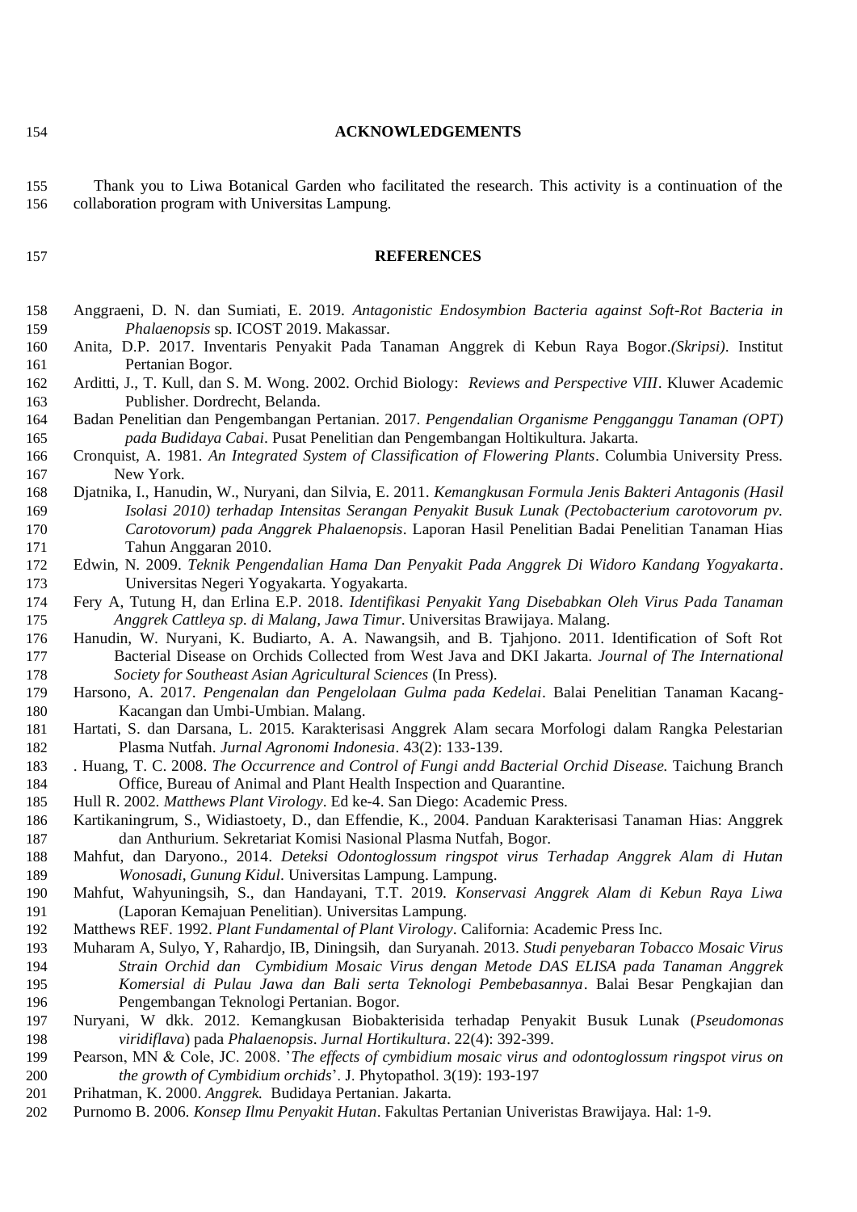## ACKNOWLEDGEMENTS

Thank you to Liwa Botanical Garden who facilitated the research. This activity is a continuation of the collaboration program with Universitas Lampung.

## REFERENCES

Anggraeni, D. N. dan Sumiati, E. 2019. *Antagonistic Endosymbion Bacteria against Soft-Rot Bacteria in Phalaenopsis* sp. ICOST 2019. Makassar.

Anita, D.P. 2017. Inventaris Penyakit Pada Tanaman Anggrek di Kebun Raya Bogor.*(Skripsi)*. Institut Pertanian Bogor.

Arditti, J., T. Kull, dan S. M. Wong. 2002. Orchid Biology: *Reviews and Perspective VIII*. Kluwer Academic Publisher. Dordrecht, Belanda.

Badan Penelitian dan Pengembangan Pertanian. 2017. *Pengendalian Organisme Pengganggu Tanaman (OPT) pada Budidaya Cabai*. Pusat Penelitian dan Pengembangan Holtikultura. Jakarta.

Cronquist, A. 1981. *An Integrated System of Classification of Flowering Plants*. Columbia University Press. New York.

Djatnika, I., Hanudin, W., Nuryani, dan Silvia, E. 2011. *Kemangkusan Formula Jenis Bakteri Antagonis (Hasil Isolasi 2010) terhadap Intensitas Serangan Penyakit Busuk Lunak (Pectobacterium carotovorum pv. Carotovorum) pada Anggrek Phalaenopsis*. Laporan Hasil Penelitian Badai Penelitian Tanaman Hias Tahun Anggaran 2010.

Edwin, N. 2009. *Teknik Pengendalian Hama Dan Penyakit Pada Anggrek Di Widoro Kandang Yogyakarta*. Universitas Negeri Yogyakarta. Yogyakarta.

Fery A, Tutung H, dan Erlina E.P. 2018. *Identifikasi Penyakit Yang Disebabkan Oleh Virus Pada Tanaman Anggrek Cattleya sp. di Malang, Jawa Timur*. Universitas Brawijaya. Malang.

Hanudin, W. Nuryani, K. Budiarto, A. A. Nawangsih, and B. Tjahjono. 2011. Identification of Soft Rot Bacterial Disease on Orchids Collected from West Java and DKI Jakarta. *Journal of The International Society for Southeast Asian Agricultural Sciences* (In Press).

Harsono, A. 2017. *Pengenalan dan Pengelolaan Gulma pada Kedelai*. Balai Penelitian Tanaman Kacang-Kacangan dan Umbi-Umbian. Malang.

Hartati, S. dan Darsana, L. 2015. Karakterisasi Anggrek Alam secara Morfologi dalam Rangka Pelestarian Plasma Nutfah. *Jurnal Agronomi Indonesia*. 43(2): 133-139.

. Huang, T. C. 2008. *The Occurrence and Control of Fungi andd Bacterial Orchid Disease.* Taichung Branch Office, Bureau of Animal and Plant Health Inspection and Quarantine.

Hull R. 2002. *Matthews Plant Virology*. Ed ke-4. San Diego: Academic Press.

Kartikaningrum, S., Widiastoety, D., dan Effendie, K., 2004. Panduan Karakterisasi Tanaman Hias: Anggrek dan Anthurium. Sekretariat Komisi Nasional Plasma Nutfah, Bogor.

Mahfut, dan Daryono., 2014. *Deteksi Odontoglossum ringspot virus Terhadap Anggrek Alam di Hutan Wonosadi, Gunung Kidul*. Universitas Lampung. Lampung.

Mahfut, Wahyuningsih, S., dan Handayani, T.T. 2019. *Konservasi Anggrek Alam di Kebun Raya Liwa* (Laporan Kemajuan Penelitian). Universitas Lampung.

Matthews REF. 1992. *Plant Fundamental of Plant Virology*. California: Academic Press Inc.

Muharam A, Sulyo, Y, Rahardjo, IB, Diningsih, dan Suryanah. 2013. *Studi penyebaran Tobacco Mosaic Virus Strain Orchid dan Cymbidium Mosaic Virus dengan Metode DAS ELISA pada Tanaman Anggrek Komersial di Pulau Jawa dan Bali serta Teknologi Pembebasannya*. Balai Besar Pengkajian dan Pengembangan Teknologi Pertanian. Bogor.

Nuryani, W dkk. 2012. Kemangkusan Biobakterisida terhadap Penyakit Busuk Lunak (*Pseudomonas viridiflava*) pada *Phalaenopsis*. *Jurnal Hortikultura*. 22(4): 392-399.

Pearson, MN & Cole, JC. 2008. '*The effects of cymbidium mosaic virus and odontoglossum ringspot virus on the growth of Cymbidium orchids*'. J. Phytopathol. 3(19): 193-197

Prihatman, K. 2000. *Anggrek.* Budidaya Pertanian. Jakarta.

Purnomo B. 2006. *Konsep Ilmu Penyakit Hutan*. Fakultas Pertanian Univeristas Brawijaya. Hal: 1-9.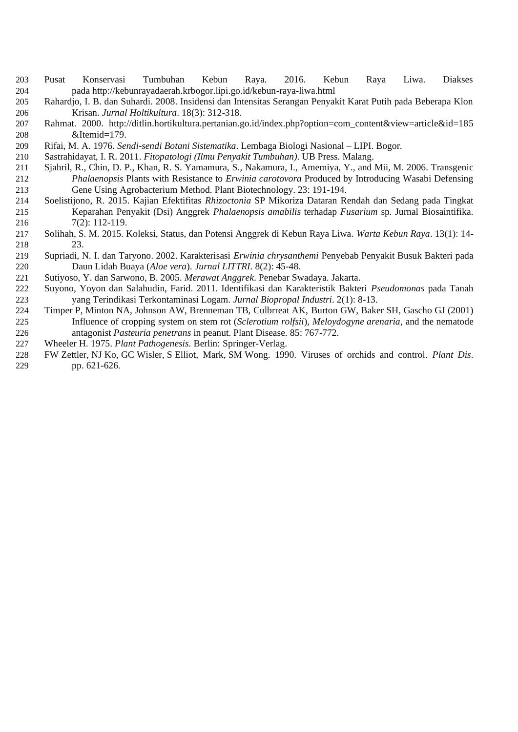Pusat Konservasi Tumbuhan Kebun Raya. 2016. Kebun Raya Liwa. Diakses pada http://kebunrayadaerah.krbogor.lipi.go.id/kebun-raya-liwa.html

Rahardjo, I. B. dan Suhardi. 2008. Insidensi dan Intensitas Serangan Penyakit Karat Putih pada Beberapa Klon Krisan. *Jurnal Holtikultura*. 18(3): 312-318.

Rahmat. 2000. http://ditlin.hortikultura.pertanian.go.id/index.php?option=com_content&view=article&id=185&Itemid=179.

Rifai, M. A. 1976. *Sendi-sendi Botani Sistematika*. Lembaga Biologi Nasional – LIPI. Bogor.

Sastrahidayat, I. R. 2011. *Fitopatologi (Ilmu Penyakit Tumbuhan)*. UB Press. Malang.

Sjahril, R., Chin, D. P., Khan, R. S. Yamamura, S., Nakamura, I., Amemiya, Y., and Mii, M. 2006. Transgenic *Phalaenopsis* Plants with Resistance to *Erwinia carotovora* Produced by Introducing Wasabi Defensing Gene Using Agrobacterium Method. Plant Biotechnology. 23: 191-194.

Soelistijono, R. 2015. Kajian Efektifitas *Rhizoctonia* SP Mikoriza Dataran Rendah dan Sedang pada Tingkat Keparahan Penyakit (Dsi) Anggrek *Phalaenopsis amabilis* terhadap *Fusarium* sp. Jurnal Biosaintifika. 7(2): 112-119.

Solihah, S. M. 2015. Koleksi, Status, dan Potensi Anggrek di Kebun Raya Liwa. *Warta Kebun Raya*. 13(1): 14-23.

Supriadi, N. I. dan Taryono. 2002. Karakterisasi *Erwinia chrysanthemi* Penyebab Penyakit Busuk Bakteri pada Daun Lidah Buaya (*Aloe vera*). *Jurnal LITTRI*. 8(2): 45-48.

Sutiyoso, Y. dan Sarwono, B. 2005. *Merawat Anggrek*. Penebar Swadaya. Jakarta.

Suyono, Yoyon dan Salahudin, Farid. 2011. Identifikasi dan Karakteristik Bakteri *Pseudomonas* pada Tanah yang Terindikasi Terkontaminasi Logam. *Jurnal Biopropal Industri*. 2(1): 8-13.

Timper P, Minton NA, Johnson AW, Brenneman TB, Culbrreat AK, Burton GW, Baker SH, Gascho GJ (2001) Influence of cropping system on stem rot (*Sclerotium rolfsii*), *Meloydogyne arenaria*, and the nematode antagonist *Pasteuria penetrans* in peanut. Plant Disease. 85: 767-772.

Wheeler H. 1975. *Plant Pathogenesis*. Berlin: Springer-Verlag.

FW Zettler, NJ Ko, GC Wisler, S Elliot, Mark, SM Wong. 1990. Viruses of orchids and control. *Plant Dis*. pp. 621-626.